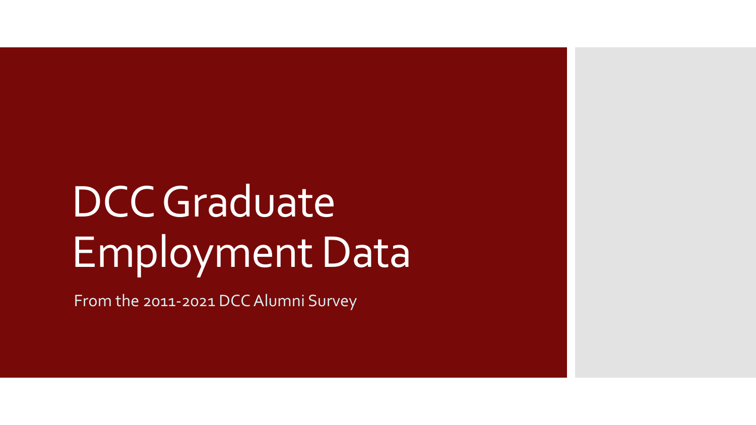# DCC Graduate Employment Data

From the 2011-2021 DCC Alumni Survey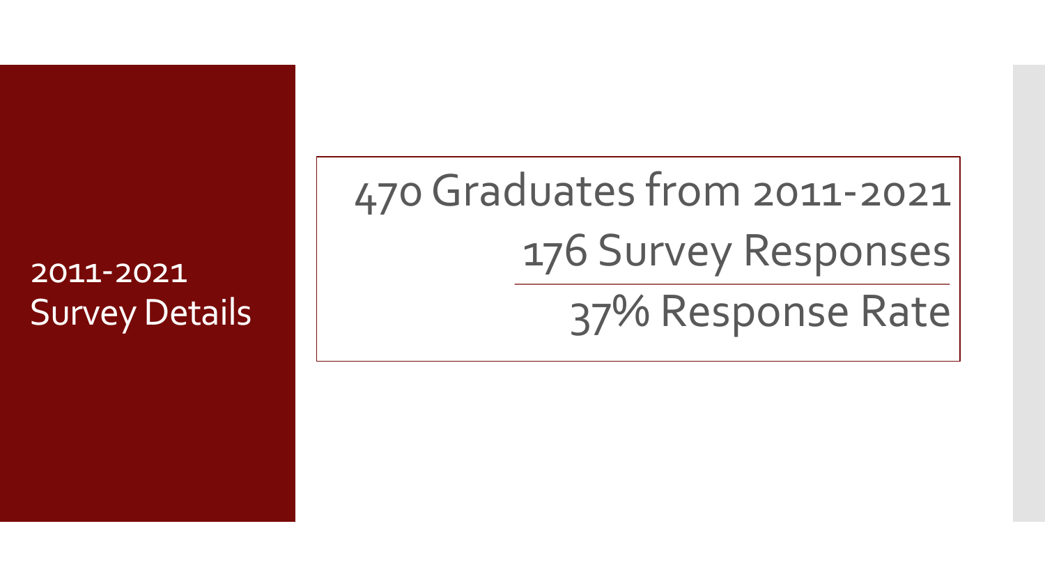## 2011-2021 Survey Details

470 Graduates from 2011-2021

176 Survey Responses

37% Response Rate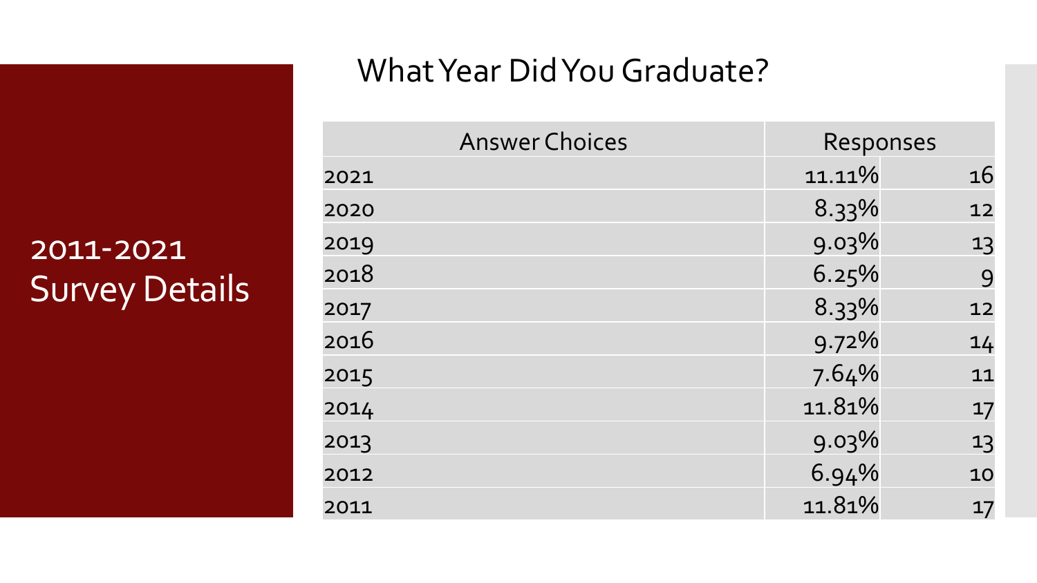# 2011-2021 Survey Details

## What Year Did You Graduate?

| Answer Choices | Responses | |
|---|---|---|
| 2021 | 11.11% | 16 |
| 2020 | 8.33% | 12 |
| 2019 | 9.03% | 13 |
| 2018 | 6.25% | 9 |
| 2017 | 8.33% | 12 |
| 2016 | 9.72% | 14 |
| 2015 | 7.64% | 11 |
| 2014 | 11.81% | 17 |
| 2013 | 9.03% | 13 |
| 2012 | 6.94% | 10 |
| 2011 | 11.81% | 17 |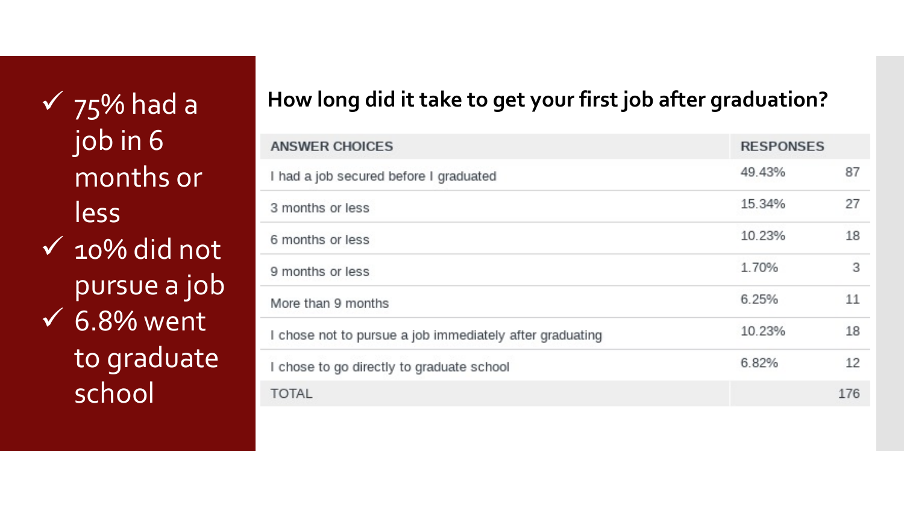- ✓ 75% had a job in 6 months or less
- ✓ 10% did not pursue a job
- ✓ 6.8% went to graduate school

## How long did it take to get your first job after graduation?

| ANSWER CHOICES | RESPONSES | |
|---|---|---|
| I had a job secured before I graduated | 49.43% | 87 |
| 3 months or less | 15.34% | 27 |
| 6 months or less | 10.23% | 18 |
| 9 months or less | 1.70% | 3 |
| More than 9 months | 6.25% | 11 |
| I chose not to pursue a job immediately after graduating | 10.23% | 18 |
| I chose to go directly to graduate school | 6.82% | 12 |
| TOTAL | | 176 |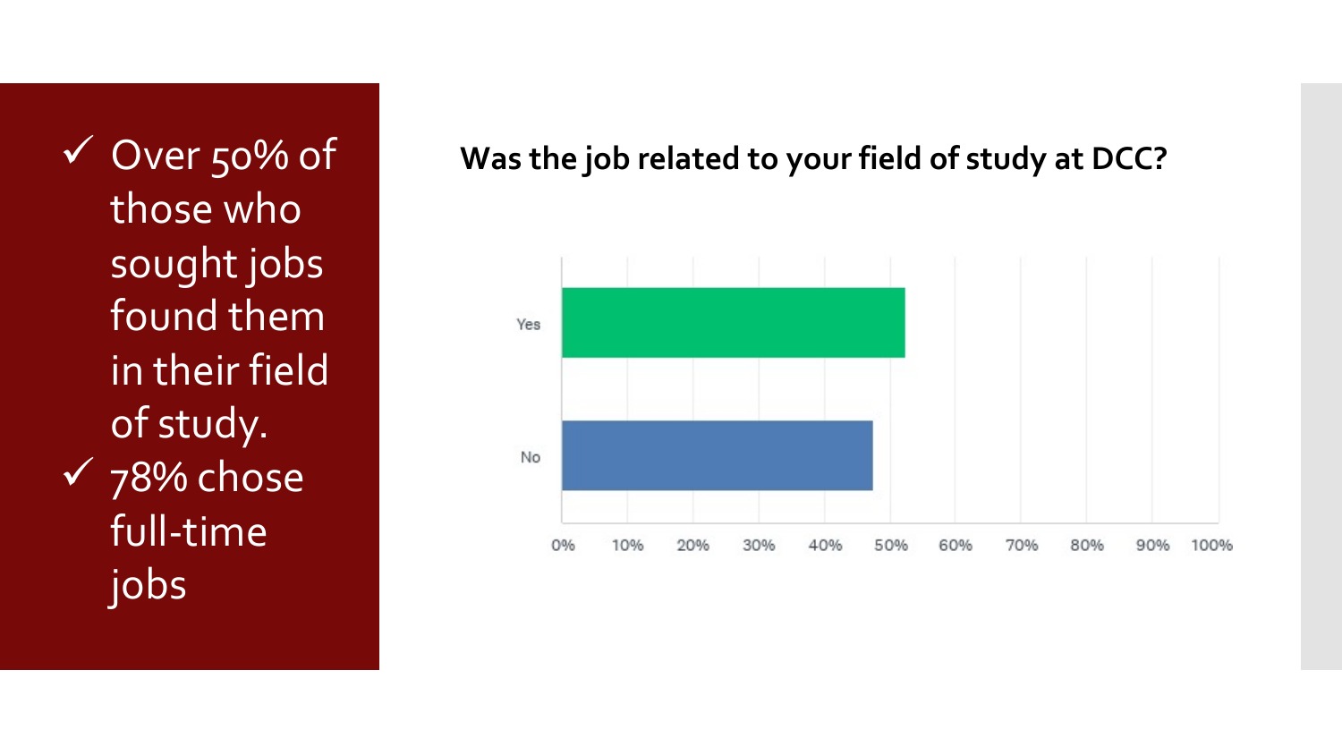- ✓ Over 50% of those who sought jobs found them in their field of study.
- ✓ 78% chose full-time jobs

**Was the job related to your field of study at DCC?**

Yes

No

0% 10% 20% 30% 40% 50% 60% 70% 80% 90% 100%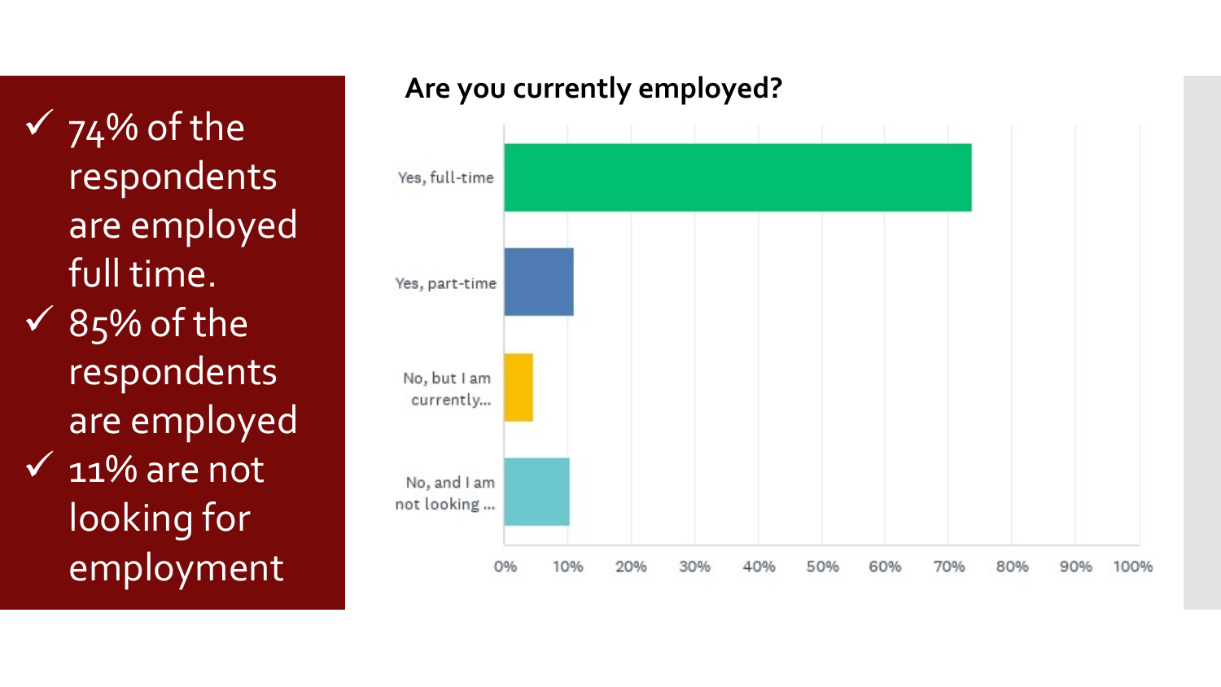- ✓ 74% of the respondents are employed full time.
- ✓ 85% of the respondents are employed
- ✓ 11% are not looking for employment

## Are you currently employed?

| Response | Approx. % |
|---|---|
| Yes, full-time | ~74% |
| Yes, part-time | ~11% |
| No, but I am currently... | ~4.5% |
| No, and I am not looking ... | ~10.5% |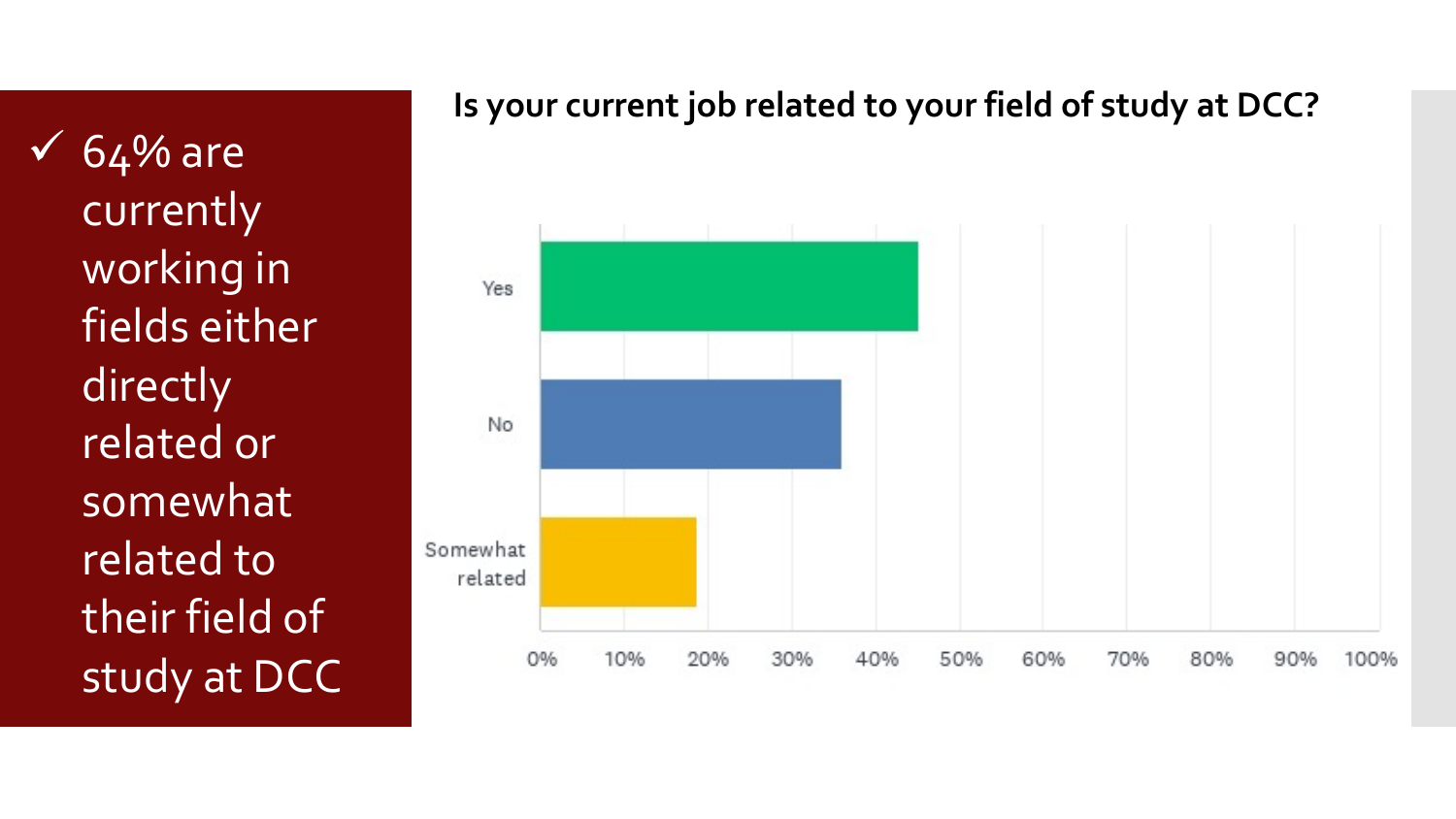- ✓ 64% are currently working in fields either directly related or somewhat related to their field of study at DCC

## Is your current job related to your field of study at DCC?

Yes

No

Somewhat related

0% 10% 20% 30% 40% 50% 60% 70% 80% 90% 100%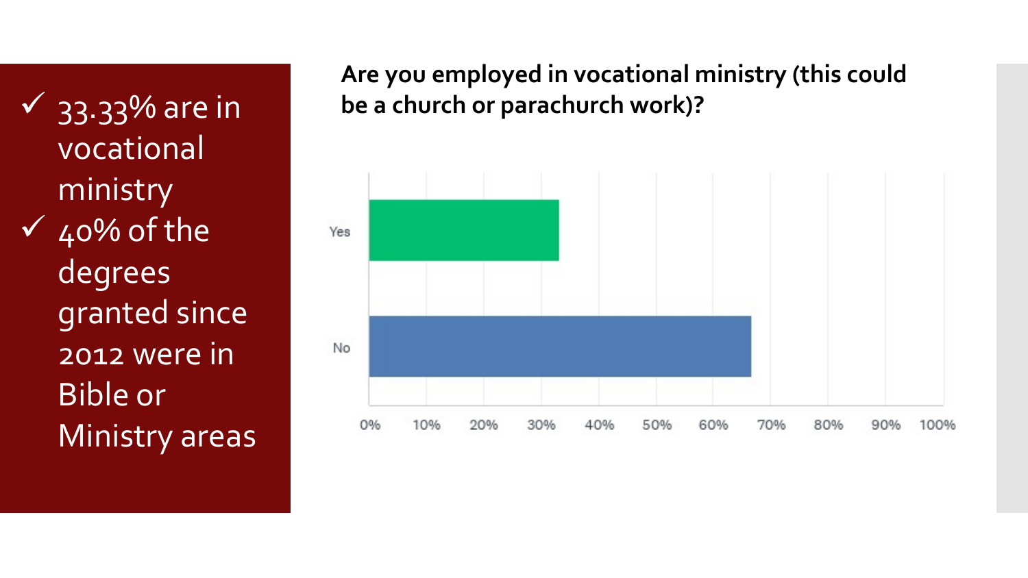- ✓ 33.33% are in vocational ministry
- ✓ 40% of the degrees granted since 2012 were in Bible or Ministry areas

**Are you employed in vocational ministry (this could be a church or parachurch work)?**

| Response | Percentage |
|---|---|
| Yes | ~33% |
| No | ~67% |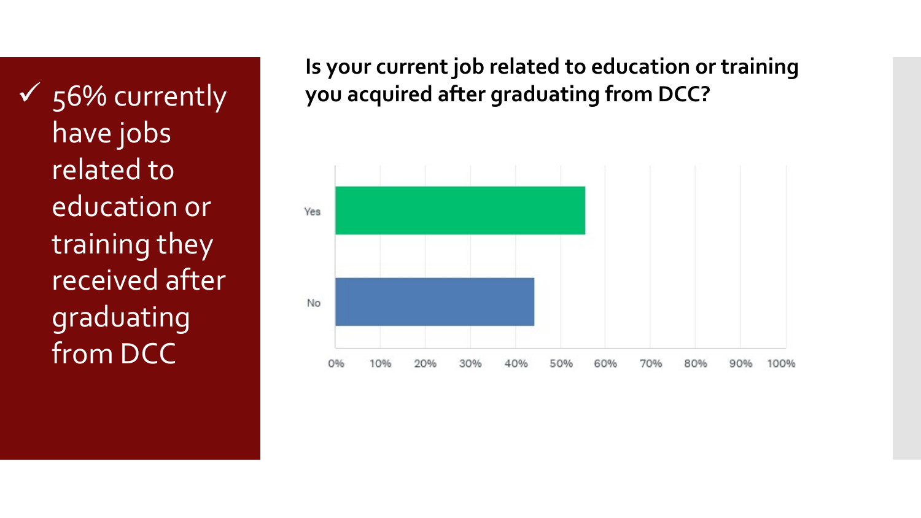- ✓ 56% currently have jobs related to education or training they received after graduating from DCC

**Is your current job related to education or training you acquired after graduating from DCC?**

Yes

No

0% 10% 20% 30% 40% 50% 60% 70% 80% 90% 100%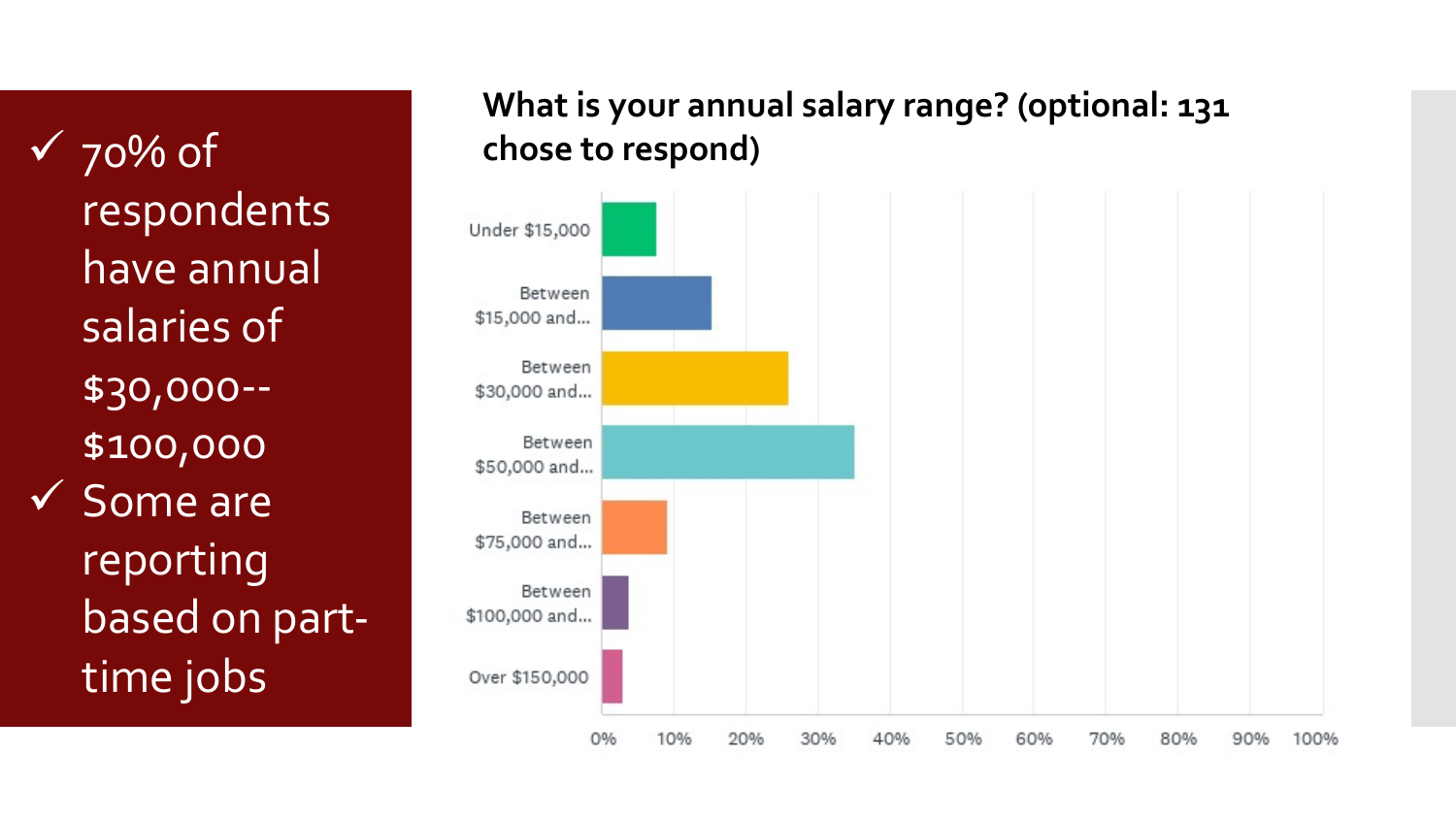- ✓ 70% of respondents have annual salaries of $30,000--$100,000
- ✓ Some are reporting based on part-time jobs

**What is your annual salary range? (optional: 131 chose to respond)**

Under $15,000

Between $15,000 and...

Between $30,000 and...

Between $50,000 and...

Between $75,000 and...

Between $100,000 and...

Over $150,000

0% 10% 20% 30% 40% 50% 60% 70% 80% 90% 100%